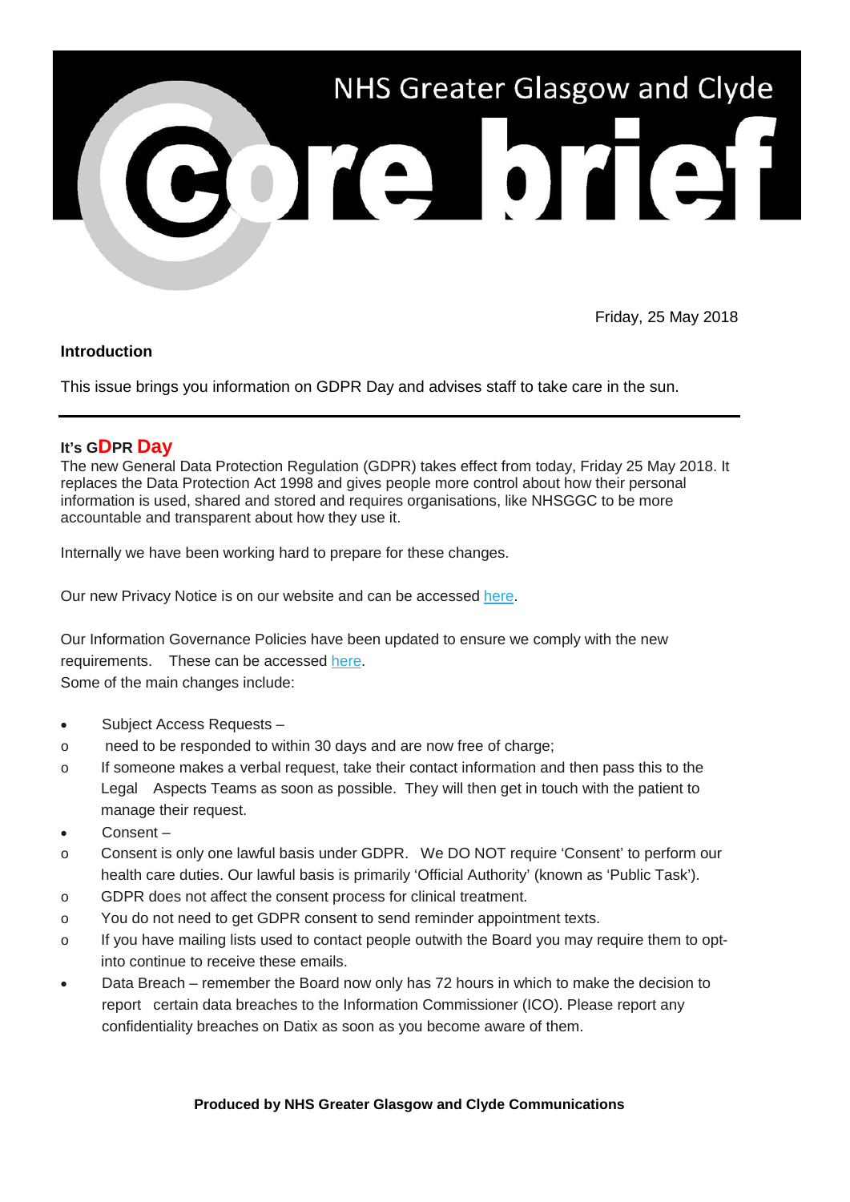# NHS Greater Glasgow and Clyde Core brief

Friday, 25 May 2018

**Introduction**

This issue brings you information on GDPR Day and advises staff to take care in the sun.

---

## It's GDPR Day

The new General Data Protection Regulation (GDPR) takes effect from today, Friday 25 May 2018. It replaces the Data Protection Act 1998 and gives people more control about how their personal information is used, shared and stored and requires organisations, like NHSGGC to be more accountable and transparent about how they use it.

Internally we have been working hard to prepare for these changes.

Our new Privacy Notice is on our website and can be accessed here.

Our Information Governance Policies have been updated to ensure we comply with the new requirements. These can be accessed here.

Some of the main changes include:

- Subject Access Requests –
  - need to be responded to within 30 days and are now free of charge;
  - If someone makes a verbal request, take their contact information and then pass this to the Legal Aspects Teams as soon as possible. They will then get in touch with the patient to manage their request.
- Consent –
  - Consent is only one lawful basis under GDPR. We DO NOT require 'Consent' to perform our health care duties. Our lawful basis is primarily 'Official Authority' (known as 'Public Task').
  - GDPR does not affect the consent process for clinical treatment.
  - You do not need to get GDPR consent to send reminder appointment texts.
  - If you have mailing lists used to contact people outwith the Board you may require them to opt-into continue to receive these emails.
- Data Breach – remember the Board now only has 72 hours in which to make the decision to report certain data breaches to the Information Commissioner (ICO). Please report any confidentiality breaches on Datix as soon as you become aware of them.

**Produced by NHS Greater Glasgow and Clyde Communications**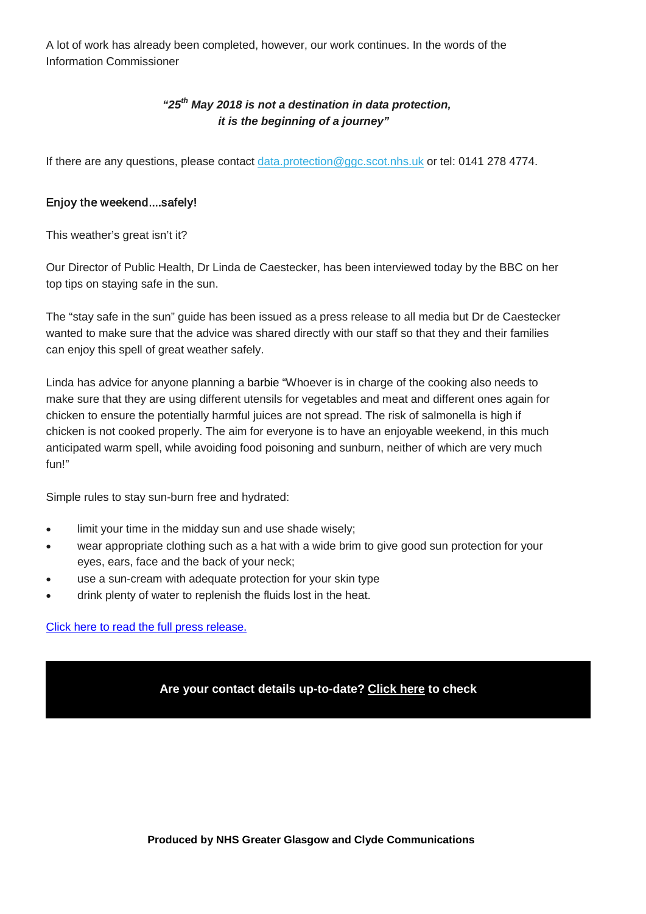A lot of work has already been completed, however, our work continues. In the words of the Information Commissioner

> ***"25th May 2018 is not a destination in data protection, it is the beginning of a journey"***

If there are any questions, please contact [data.protection@ggc.scot.nhs.uk](mailto:data.protection@ggc.scot.nhs.uk) or tel: 0141 278 4774.

### Enjoy the weekend....safely!

This weather's great isn't it?

Our Director of Public Health, Dr Linda de Caestecker, has been interviewed today by the BBC on her top tips on staying safe in the sun.

The "stay safe in the sun" guide has been issued as a press release to all media but Dr de Caestecker wanted to make sure that the advice was shared directly with our staff so that they and their families can enjoy this spell of great weather safely.

Linda has advice for anyone planning a barbie "Whoever is in charge of the cooking also needs to make sure that they are using different utensils for vegetables and meat and different ones again for chicken to ensure the potentially harmful juices are not spread. The risk of salmonella is high if chicken is not cooked properly. The aim for everyone is to have an enjoyable weekend, in this much anticipated warm spell, while avoiding food poisoning and sunburn, neither of which are very much fun!"

Simple rules to stay sun-burn free and hydrated:

- limit your time in the midday sun and use shade wisely;
- wear appropriate clothing such as a hat with a wide brim to give good sun protection for your eyes, ears, face and the back of your neck;
- use a sun-cream with adequate protection for your skin type
- drink plenty of water to replenish the fluids lost in the heat.

Click here to read the full press release.

**Are your contact details up-to-date? Click here to check**

**Produced by NHS Greater Glasgow and Clyde Communications**